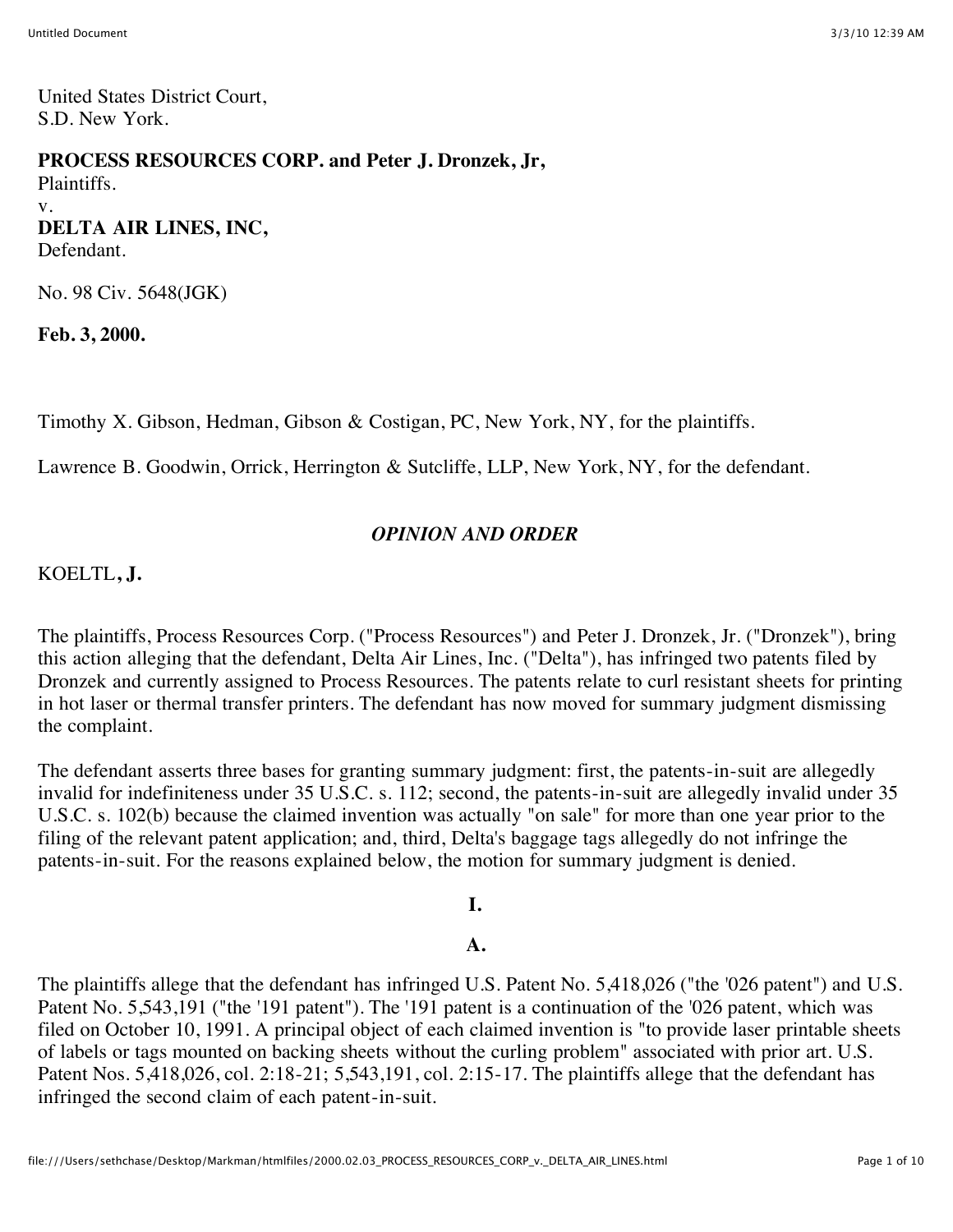United States District Court,
S.D. New York.

**PROCESS RESOURCES CORP. and Peter J. Dronzek, Jr,**
Plaintiffs.
v.
**DELTA AIR LINES, INC,**
Defendant.

No. 98 Civ. 5648(JGK)

**Feb. 3, 2000.**

Timothy X. Gibson, Hedman, Gibson & Costigan, PC, New York, NY, for the plaintiffs.

Lawrence B. Goodwin, Orrick, Herrington & Sutcliffe, LLP, New York, NY, for the defendant.

## *OPINION AND ORDER*

KOELTL**, J.**

The plaintiffs, Process Resources Corp. ("Process Resources") and Peter J. Dronzek, Jr. ("Dronzek"), bring this action alleging that the defendant, Delta Air Lines, Inc. ("Delta"), has infringed two patents filed by Dronzek and currently assigned to Process Resources. The patents relate to curl resistant sheets for printing in hot laser or thermal transfer printers. The defendant has now moved for summary judgment dismissing the complaint.

The defendant asserts three bases for granting summary judgment: first, the patents-in-suit are allegedly invalid for indefiniteness under 35 U.S.C. s. 112; second, the patents-in-suit are allegedly invalid under 35 U.S.C. s. 102(b) because the claimed invention was actually "on sale" for more than one year prior to the filing of the relevant patent application; and, third, Delta's baggage tags allegedly do not infringe the patents-in-suit. For the reasons explained below, the motion for summary judgment is denied.

### I.

### A.

The plaintiffs allege that the defendant has infringed U.S. Patent No. 5,418,026 ("the '026 patent") and U.S. Patent No. 5,543,191 ("the '191 patent"). The '191 patent is a continuation of the '026 patent, which was filed on October 10, 1991. A principal object of each claimed invention is "to provide laser printable sheets of labels or tags mounted on backing sheets without the curling problem" associated with prior art. U.S. Patent Nos. 5,418,026, col. 2:18-21; 5,543,191, col. 2:15-17. The plaintiffs allege that the defendant has infringed the second claim of each patent-in-suit.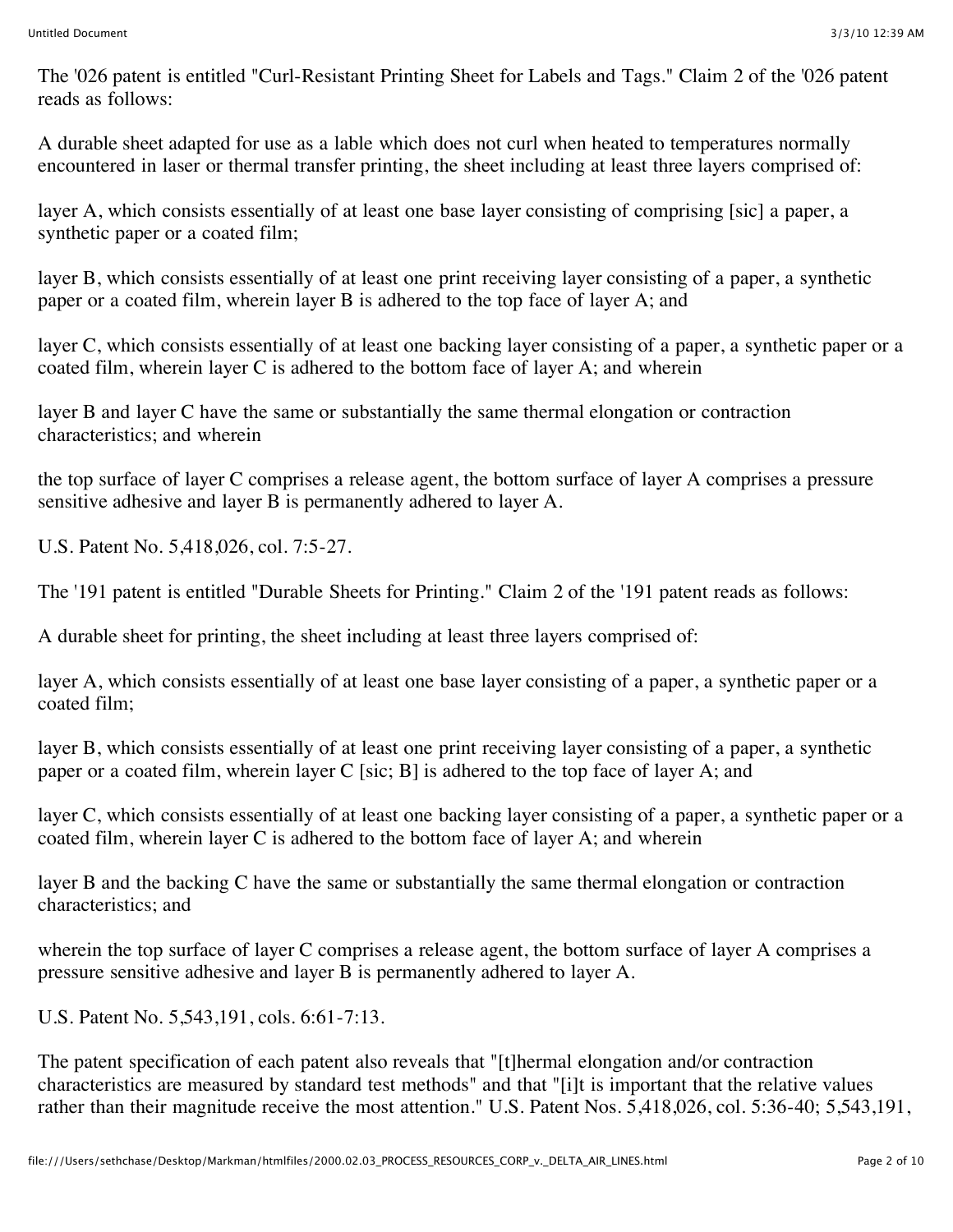The '026 patent is entitled "Curl-Resistant Printing Sheet for Labels and Tags." Claim 2 of the '026 patent reads as follows:

A durable sheet adapted for use as a lable which does not curl when heated to temperatures normally encountered in laser or thermal transfer printing, the sheet including at least three layers comprised of:

layer A, which consists essentially of at least one base layer consisting of comprising [sic] a paper, a synthetic paper or a coated film;

layer B, which consists essentially of at least one print receiving layer consisting of a paper, a synthetic paper or a coated film, wherein layer B is adhered to the top face of layer A; and

layer C, which consists essentially of at least one backing layer consisting of a paper, a synthetic paper or a coated film, wherein layer C is adhered to the bottom face of layer A; and wherein

layer B and layer C have the same or substantially the same thermal elongation or contraction characteristics; and wherein

the top surface of layer C comprises a release agent, the bottom surface of layer A comprises a pressure sensitive adhesive and layer B is permanently adhered to layer A.

U.S. Patent No. 5,418,026, col. 7:5-27.

The '191 patent is entitled "Durable Sheets for Printing." Claim 2 of the '191 patent reads as follows:

A durable sheet for printing, the sheet including at least three layers comprised of:

layer A, which consists essentially of at least one base layer consisting of a paper, a synthetic paper or a coated film;

layer B, which consists essentially of at least one print receiving layer consisting of a paper, a synthetic paper or a coated film, wherein layer C [sic; B] is adhered to the top face of layer A; and

layer C, which consists essentially of at least one backing layer consisting of a paper, a synthetic paper or a coated film, wherein layer C is adhered to the bottom face of layer A; and wherein

layer B and the backing C have the same or substantially the same thermal elongation or contraction characteristics; and

wherein the top surface of layer C comprises a release agent, the bottom surface of layer A comprises a pressure sensitive adhesive and layer B is permanently adhered to layer A.

U.S. Patent No. 5,543,191, cols. 6:61-7:13.

The patent specification of each patent also reveals that "[t]hermal elongation and/or contraction characteristics are measured by standard test methods" and that "[i]t is important that the relative values rather than their magnitude receive the most attention." U.S. Patent Nos. 5,418,026, col. 5:36-40; 5,543,191,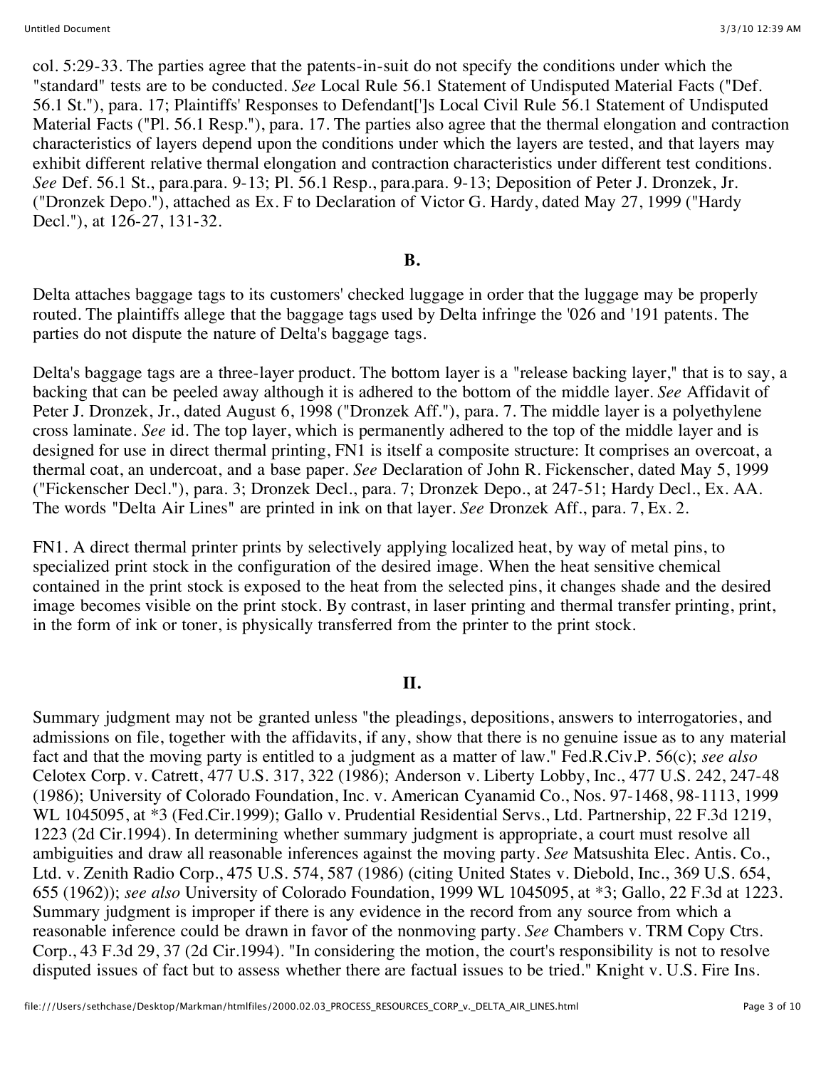col. 5:29-33. The parties agree that the patents-in-suit do not specify the conditions under which the "standard" tests are to be conducted. *See* Local Rule 56.1 Statement of Undisputed Material Facts ("Def. 56.1 St."), para. 17; Plaintiffs' Responses to Defendant[']s Local Civil Rule 56.1 Statement of Undisputed Material Facts ("Pl. 56.1 Resp."), para. 17. The parties also agree that the thermal elongation and contraction characteristics of layers depend upon the conditions under which the layers are tested, and that layers may exhibit different relative thermal elongation and contraction characteristics under different test conditions. *See* Def. 56.1 St., para.para. 9-13; Pl. 56.1 Resp., para.para. 9-13; Deposition of Peter J. Dronzek, Jr. ("Dronzek Depo."), attached as Ex. F to Declaration of Victor G. Hardy, dated May 27, 1999 ("Hardy Decl."), at 126-27, 131-32.

**B.**

Delta attaches baggage tags to its customers' checked luggage in order that the luggage may be properly routed. The plaintiffs allege that the baggage tags used by Delta infringe the '026 and '191 patents. The parties do not dispute the nature of Delta's baggage tags.

Delta's baggage tags are a three-layer product. The bottom layer is a "release backing layer," that is to say, a backing that can be peeled away although it is adhered to the bottom of the middle layer. *See* Affidavit of Peter J. Dronzek, Jr., dated August 6, 1998 ("Dronzek Aff."), para. 7. The middle layer is a polyethylene cross laminate. *See* id. The top layer, which is permanently adhered to the top of the middle layer and is designed for use in direct thermal printing, FN1 is itself a composite structure: It comprises an overcoat, a thermal coat, an undercoat, and a base paper. *See* Declaration of John R. Fickenscher, dated May 5, 1999 ("Fickenscher Decl."), para. 3; Dronzek Decl., para. 7; Dronzek Depo., at 247-51; Hardy Decl., Ex. AA. The words "Delta Air Lines" are printed in ink on that layer. *See* Dronzek Aff., para. 7, Ex. 2.

FN1. A direct thermal printer prints by selectively applying localized heat, by way of metal pins, to specialized print stock in the configuration of the desired image. When the heat sensitive chemical contained in the print stock is exposed to the heat from the selected pins, it changes shade and the desired image becomes visible on the print stock. By contrast, in laser printing and thermal transfer printing, print, in the form of ink or toner, is physically transferred from the printer to the print stock.

**II.**

Summary judgment may not be granted unless "the pleadings, depositions, answers to interrogatories, and admissions on file, together with the affidavits, if any, show that there is no genuine issue as to any material fact and that the moving party is entitled to a judgment as a matter of law." Fed.R.Civ.P. 56(c); *see also* Celotex Corp. v. Catrett, 477 U.S. 317, 322 (1986); Anderson v. Liberty Lobby, Inc., 477 U.S. 242, 247-48 (1986); University of Colorado Foundation, Inc. v. American Cyanamid Co., Nos. 97-1468, 98-1113, 1999 WL 1045095, at *3 (Fed.Cir.1999); Gallo v. Prudential Residential Servs., Ltd. Partnership, 22 F.3d 1219, 1223 (2d Cir.1994). In determining whether summary judgment is appropriate, a court must resolve all ambiguities and draw all reasonable inferences against the moving party. *See* Matsushita Elec. Antis. Co., Ltd. v. Zenith Radio Corp., 475 U.S. 574, 587 (1986) (citing United States v. Diebold, Inc., 369 U.S. 654, 655 (1962)); *see also* University of Colorado Foundation, 1999 WL 1045095, at *3; Gallo, 22 F.3d at 1223. Summary judgment is improper if there is any evidence in the record from any source from which a reasonable inference could be drawn in favor of the nonmoving party. *See* Chambers v. TRM Copy Ctrs. Corp., 43 F.3d 29, 37 (2d Cir.1994). "In considering the motion, the court's responsibility is not to resolve disputed issues of fact but to assess whether there are factual issues to be tried." Knight v. U.S. Fire Ins.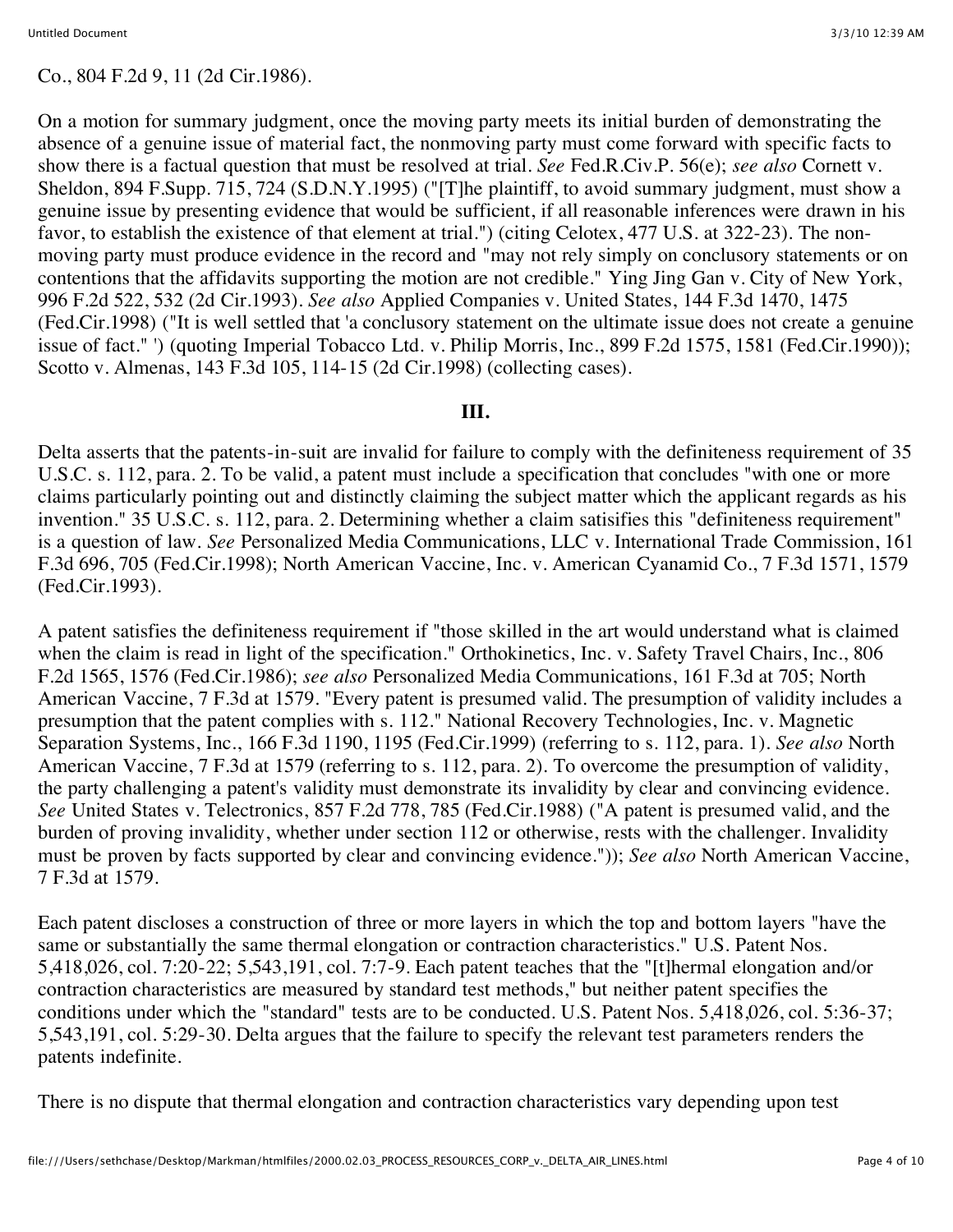Co., 804 F.2d 9, 11 (2d Cir.1986).

On a motion for summary judgment, once the moving party meets its initial burden of demonstrating the absence of a genuine issue of material fact, the nonmoving party must come forward with specific facts to show there is a factual question that must be resolved at trial. *See* Fed.R.Civ.P. 56(e); *see also* Cornett v. Sheldon, 894 F.Supp. 715, 724 (S.D.N.Y.1995) ("[T]he plaintiff, to avoid summary judgment, must show a genuine issue by presenting evidence that would be sufficient, if all reasonable inferences were drawn in his favor, to establish the existence of that element at trial.") (citing Celotex, 477 U.S. at 322-23). The non-moving party must produce evidence in the record and "may not rely simply on conclusory statements or on contentions that the affidavits supporting the motion are not credible." Ying Jing Gan v. City of New York, 996 F.2d 522, 532 (2d Cir.1993). *See also* Applied Companies v. United States, 144 F.3d 1470, 1475 (Fed.Cir.1998) ("It is well settled that 'a conclusory statement on the ultimate issue does not create a genuine issue of fact." ') (quoting Imperial Tobacco Ltd. v. Philip Morris, Inc., 899 F.2d 1575, 1581 (Fed.Cir.1990)); Scotto v. Almenas, 143 F.3d 105, 114-15 (2d Cir.1998) (collecting cases).

**III.**

Delta asserts that the patents-in-suit are invalid for failure to comply with the definiteness requirement of 35 U.S.C. s. 112, para. 2. To be valid, a patent must include a specification that concludes "with one or more claims particularly pointing out and distinctly claiming the subject matter which the applicant regards as his invention." 35 U.S.C. s. 112, para. 2. Determining whether a claim satisifies this "definiteness requirement" is a question of law. *See* Personalized Media Communications, LLC v. International Trade Commission, 161 F.3d 696, 705 (Fed.Cir.1998); North American Vaccine, Inc. v. American Cyanamid Co., 7 F.3d 1571, 1579 (Fed.Cir.1993).

A patent satisfies the definiteness requirement if "those skilled in the art would understand what is claimed when the claim is read in light of the specification." Orthokinetics, Inc. v. Safety Travel Chairs, Inc., 806 F.2d 1565, 1576 (Fed.Cir.1986); *see also* Personalized Media Communications, 161 F.3d at 705; North American Vaccine, 7 F.3d at 1579. "Every patent is presumed valid. The presumption of validity includes a presumption that the patent complies with s. 112." National Recovery Technologies, Inc. v. Magnetic Separation Systems, Inc., 166 F.3d 1190, 1195 (Fed.Cir.1999) (referring to s. 112, para. 1). *See also* North American Vaccine, 7 F.3d at 1579 (referring to s. 112, para. 2). To overcome the presumption of validity, the party challenging a patent's validity must demonstrate its invalidity by clear and convincing evidence. *See* United States v. Telectronics, 857 F.2d 778, 785 (Fed.Cir.1988) ("A patent is presumed valid, and the burden of proving invalidity, whether under section 112 or otherwise, rests with the challenger. Invalidity must be proven by facts supported by clear and convincing evidence.")); *See also* North American Vaccine, 7 F.3d at 1579.

Each patent discloses a construction of three or more layers in which the top and bottom layers "have the same or substantially the same thermal elongation or contraction characteristics." U.S. Patent Nos. 5,418,026, col. 7:20-22; 5,543,191, col. 7:7-9. Each patent teaches that the "[t]hermal elongation and/or contraction characteristics are measured by standard test methods," but neither patent specifies the conditions under which the "standard" tests are to be conducted. U.S. Patent Nos. 5,418,026, col. 5:36-37; 5,543,191, col. 5:29-30. Delta argues that the failure to specify the relevant test parameters renders the patents indefinite.

There is no dispute that thermal elongation and contraction characteristics vary depending upon test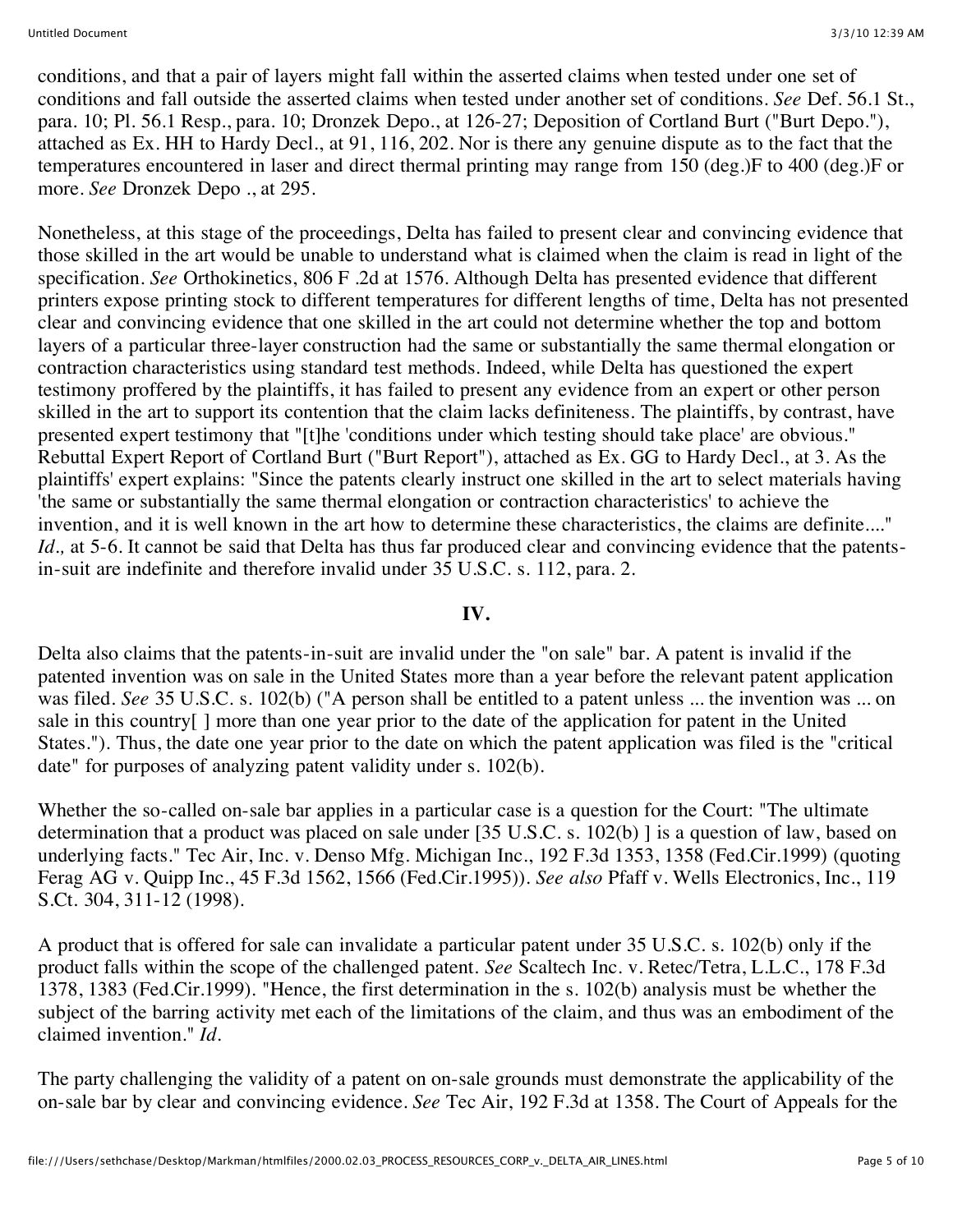conditions, and that a pair of layers might fall within the asserted claims when tested under one set of conditions and fall outside the asserted claims when tested under another set of conditions. *See* Def. 56.1 St., para. 10; Pl. 56.1 Resp., para. 10; Dronzek Depo., at 126-27; Deposition of Cortland Burt ("Burt Depo."), attached as Ex. HH to Hardy Decl., at 91, 116, 202. Nor is there any genuine dispute as to the fact that the temperatures encountered in laser and direct thermal printing may range from 150 (deg.)F to 400 (deg.)F or more. *See* Dronzek Depo ., at 295.

Nonetheless, at this stage of the proceedings, Delta has failed to present clear and convincing evidence that those skilled in the art would be unable to understand what is claimed when the claim is read in light of the specification. *See* Orthokinetics, 806 F .2d at 1576. Although Delta has presented evidence that different printers expose printing stock to different temperatures for different lengths of time, Delta has not presented clear and convincing evidence that one skilled in the art could not determine whether the top and bottom layers of a particular three-layer construction had the same or substantially the same thermal elongation or contraction characteristics using standard test methods. Indeed, while Delta has questioned the expert testimony proffered by the plaintiffs, it has failed to present any evidence from an expert or other person skilled in the art to support its contention that the claim lacks definiteness. The plaintiffs, by contrast, have presented expert testimony that "[t]he 'conditions under which testing should take place' are obvious." Rebuttal Expert Report of Cortland Burt ("Burt Report"), attached as Ex. GG to Hardy Decl., at 3. As the plaintiffs' expert explains: "Since the patents clearly instruct one skilled in the art to select materials having 'the same or substantially the same thermal elongation or contraction characteristics' to achieve the invention, and it is well known in the art how to determine these characteristics, the claims are definite...." *Id.,* at 5-6. It cannot be said that Delta has thus far produced clear and convincing evidence that the patents-in-suit are indefinite and therefore invalid under 35 U.S.C. s. 112, para. 2.

**IV.**

Delta also claims that the patents-in-suit are invalid under the "on sale" bar. A patent is invalid if the patented invention was on sale in the United States more than a year before the relevant patent application was filed. *See* 35 U.S.C. s. 102(b) ("A person shall be entitled to a patent unless ... the invention was ... on sale in this country[ ] more than one year prior to the date of the application for patent in the United States."). Thus, the date one year prior to the date on which the patent application was filed is the "critical date" for purposes of analyzing patent validity under s. 102(b).

Whether the so-called on-sale bar applies in a particular case is a question for the Court: "The ultimate determination that a product was placed on sale under [35 U.S.C. s. 102(b) ] is a question of law, based on underlying facts." Tec Air, Inc. v. Denso Mfg. Michigan Inc., 192 F.3d 1353, 1358 (Fed.Cir.1999) (quoting Ferag AG v. Quipp Inc., 45 F.3d 1562, 1566 (Fed.Cir.1995)). *See also* Pfaff v. Wells Electronics, Inc., 119 S.Ct. 304, 311-12 (1998).

A product that is offered for sale can invalidate a particular patent under 35 U.S.C. s. 102(b) only if the product falls within the scope of the challenged patent. *See* Scaltech Inc. v. Retec/Tetra, L.L.C., 178 F.3d 1378, 1383 (Fed.Cir.1999). "Hence, the first determination in the s. 102(b) analysis must be whether the subject of the barring activity met each of the limitations of the claim, and thus was an embodiment of the claimed invention." *Id.*

The party challenging the validity of a patent on on-sale grounds must demonstrate the applicability of the on-sale bar by clear and convincing evidence. *See* Tec Air, 192 F.3d at 1358. The Court of Appeals for the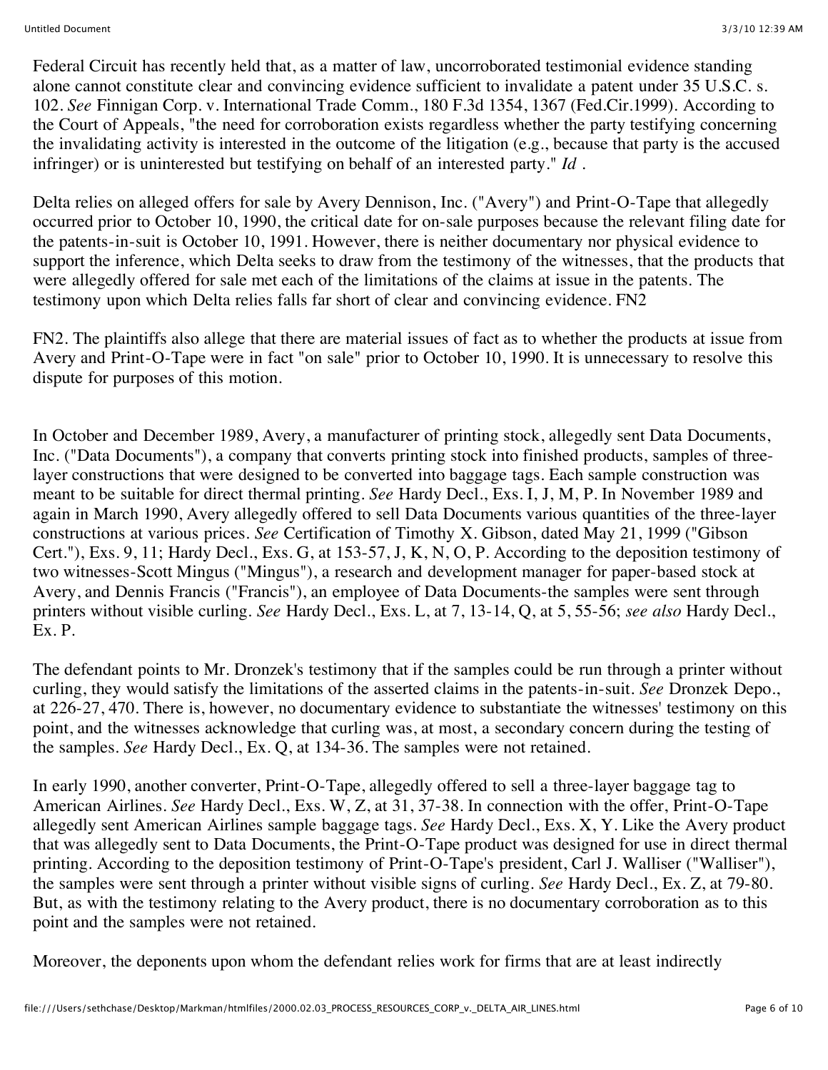Federal Circuit has recently held that, as a matter of law, uncorroborated testimonial evidence standing alone cannot constitute clear and convincing evidence sufficient to invalidate a patent under 35 U.S.C. s. 102. *See* Finnigan Corp. v. International Trade Comm., 180 F.3d 1354, 1367 (Fed.Cir.1999). According to the Court of Appeals, "the need for corroboration exists regardless whether the party testifying concerning the invalidating activity is interested in the outcome of the litigation (e.g., because that party is the accused infringer) or is uninterested but testifying on behalf of an interested party." *Id* .

Delta relies on alleged offers for sale by Avery Dennison, Inc. ("Avery") and Print-O-Tape that allegedly occurred prior to October 10, 1990, the critical date for on-sale purposes because the relevant filing date for the patents-in-suit is October 10, 1991. However, there is neither documentary nor physical evidence to support the inference, which Delta seeks to draw from the testimony of the witnesses, that the products that were allegedly offered for sale met each of the limitations of the claims at issue in the patents. The testimony upon which Delta relies falls far short of clear and convincing evidence. FN2

FN2. The plaintiffs also allege that there are material issues of fact as to whether the products at issue from Avery and Print-O-Tape were in fact "on sale" prior to October 10, 1990. It is unnecessary to resolve this dispute for purposes of this motion.

In October and December 1989, Avery, a manufacturer of printing stock, allegedly sent Data Documents, Inc. ("Data Documents"), a company that converts printing stock into finished products, samples of three-layer constructions that were designed to be converted into baggage tags. Each sample construction was meant to be suitable for direct thermal printing. *See* Hardy Decl., Exs. I, J, M, P. In November 1989 and again in March 1990, Avery allegedly offered to sell Data Documents various quantities of the three-layer constructions at various prices. *See* Certification of Timothy X. Gibson, dated May 21, 1999 ("Gibson Cert."), Exs. 9, 11; Hardy Decl., Exs. G, at 153-57, J, K, N, O, P. According to the deposition testimony of two witnesses-Scott Mingus ("Mingus"), a research and development manager for paper-based stock at Avery, and Dennis Francis ("Francis"), an employee of Data Documents-the samples were sent through printers without visible curling. *See* Hardy Decl., Exs. L, at 7, 13-14, Q, at 5, 55-56; *see also* Hardy Decl., Ex. P.

The defendant points to Mr. Dronzek's testimony that if the samples could be run through a printer without curling, they would satisfy the limitations of the asserted claims in the patents-in-suit. *See* Dronzek Depo., at 226-27, 470. There is, however, no documentary evidence to substantiate the witnesses' testimony on this point, and the witnesses acknowledge that curling was, at most, a secondary concern during the testing of the samples. *See* Hardy Decl., Ex. Q, at 134-36. The samples were not retained.

In early 1990, another converter, Print-O-Tape, allegedly offered to sell a three-layer baggage tag to American Airlines. *See* Hardy Decl., Exs. W, Z, at 31, 37-38. In connection with the offer, Print-O-Tape allegedly sent American Airlines sample baggage tags. *See* Hardy Decl., Exs. X, Y. Like the Avery product that was allegedly sent to Data Documents, the Print-O-Tape product was designed for use in direct thermal printing. According to the deposition testimony of Print-O-Tape's president, Carl J. Walliser ("Walliser"), the samples were sent through a printer without visible signs of curling. *See* Hardy Decl., Ex. Z, at 79-80. But, as with the testimony relating to the Avery product, there is no documentary corroboration as to this point and the samples were not retained.

Moreover, the deponents upon whom the defendant relies work for firms that are at least indirectly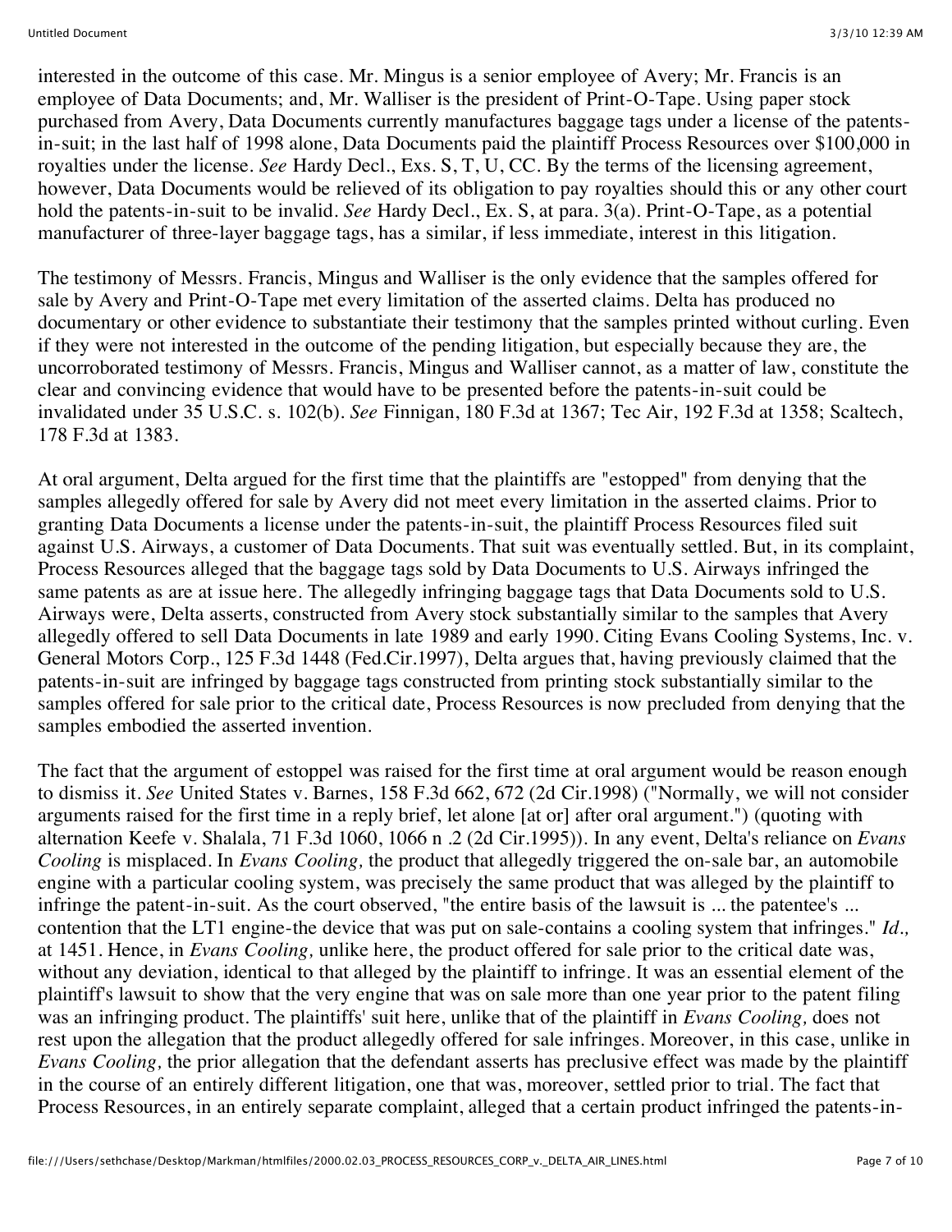interested in the outcome of this case. Mr. Mingus is a senior employee of Avery; Mr. Francis is an employee of Data Documents; and, Mr. Walliser is the president of Print-O-Tape. Using paper stock purchased from Avery, Data Documents currently manufactures baggage tags under a license of the patents-in-suit; in the last half of 1998 alone, Data Documents paid the plaintiff Process Resources over $100,000 in royalties under the license. *See* Hardy Decl., Exs. S, T, U, CC. By the terms of the licensing agreement, however, Data Documents would be relieved of its obligation to pay royalties should this or any other court hold the patents-in-suit to be invalid. *See* Hardy Decl., Ex. S, at para. 3(a). Print-O-Tape, as a potential manufacturer of three-layer baggage tags, has a similar, if less immediate, interest in this litigation.

The testimony of Messrs. Francis, Mingus and Walliser is the only evidence that the samples offered for sale by Avery and Print-O-Tape met every limitation of the asserted claims. Delta has produced no documentary or other evidence to substantiate their testimony that the samples printed without curling. Even if they were not interested in the outcome of the pending litigation, but especially because they are, the uncorroborated testimony of Messrs. Francis, Mingus and Walliser cannot, as a matter of law, constitute the clear and convincing evidence that would have to be presented before the patents-in-suit could be invalidated under 35 U.S.C. s. 102(b). *See* Finnigan, 180 F.3d at 1367; Tec Air, 192 F.3d at 1358; Scaltech, 178 F.3d at 1383.

At oral argument, Delta argued for the first time that the plaintiffs are "estopped" from denying that the samples allegedly offered for sale by Avery did not meet every limitation in the asserted claims. Prior to granting Data Documents a license under the patents-in-suit, the plaintiff Process Resources filed suit against U.S. Airways, a customer of Data Documents. That suit was eventually settled. But, in its complaint, Process Resources alleged that the baggage tags sold by Data Documents to U.S. Airways infringed the same patents as are at issue here. The allegedly infringing baggage tags that Data Documents sold to U.S. Airways were, Delta asserts, constructed from Avery stock substantially similar to the samples that Avery allegedly offered to sell Data Documents in late 1989 and early 1990. Citing Evans Cooling Systems, Inc. v. General Motors Corp., 125 F.3d 1448 (Fed.Cir.1997), Delta argues that, having previously claimed that the patents-in-suit are infringed by baggage tags constructed from printing stock substantially similar to the samples offered for sale prior to the critical date, Process Resources is now precluded from denying that the samples embodied the asserted invention.

The fact that the argument of estoppel was raised for the first time at oral argument would be reason enough to dismiss it. *See* United States v. Barnes, 158 F.3d 662, 672 (2d Cir.1998) ("Normally, we will not consider arguments raised for the first time in a reply brief, let alone [at or] after oral argument.") (quoting with alternation Keefe v. Shalala, 71 F.3d 1060, 1066 n .2 (2d Cir.1995)). In any event, Delta's reliance on *Evans Cooling* is misplaced. In *Evans Cooling,* the product that allegedly triggered the on-sale bar, an automobile engine with a particular cooling system, was precisely the same product that was alleged by the plaintiff to infringe the patent-in-suit. As the court observed, "the entire basis of the lawsuit is ... the patentee's ... contention that the LT1 engine-the device that was put on sale-contains a cooling system that infringes." *Id.,* at 1451. Hence, in *Evans Cooling,* unlike here, the product offered for sale prior to the critical date was, without any deviation, identical to that alleged by the plaintiff to infringe. It was an essential element of the plaintiff's lawsuit to show that the very engine that was on sale more than one year prior to the patent filing was an infringing product. The plaintiffs' suit here, unlike that of the plaintiff in *Evans Cooling,* does not rest upon the allegation that the product allegedly offered for sale infringes. Moreover, in this case, unlike in *Evans Cooling,* the prior allegation that the defendant asserts has preclusive effect was made by the plaintiff in the course of an entirely different litigation, one that was, moreover, settled prior to trial. The fact that Process Resources, in an entirely separate complaint, alleged that a certain product infringed the patents-in-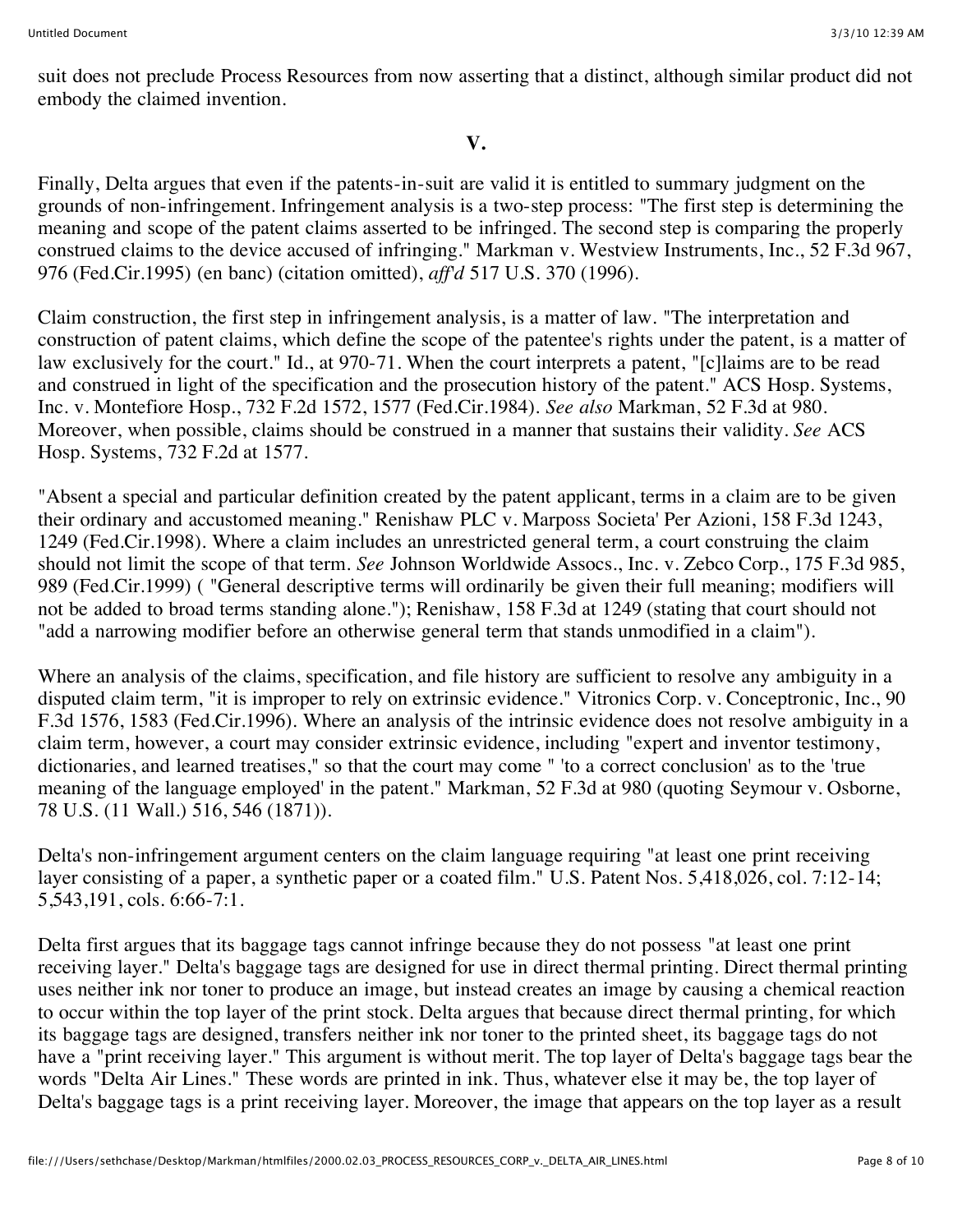suit does not preclude Process Resources from now asserting that a distinct, although similar product did not embody the claimed invention.

## V.

Finally, Delta argues that even if the patents-in-suit are valid it is entitled to summary judgment on the grounds of non-infringement. Infringement analysis is a two-step process: "The first step is determining the meaning and scope of the patent claims asserted to be infringed. The second step is comparing the properly construed claims to the device accused of infringing." Markman v. Westview Instruments, Inc., 52 F.3d 967, 976 (Fed.Cir.1995) (en banc) (citation omitted), *aff'd* 517 U.S. 370 (1996).

Claim construction, the first step in infringement analysis, is a matter of law. "The interpretation and construction of patent claims, which define the scope of the patentee's rights under the patent, is a matter of law exclusively for the court." Id., at 970-71. When the court interprets a patent, "[c]laims are to be read and construed in light of the specification and the prosecution history of the patent." ACS Hosp. Systems, Inc. v. Montefiore Hosp., 732 F.2d 1572, 1577 (Fed.Cir.1984). *See also* Markman, 52 F.3d at 980. Moreover, when possible, claims should be construed in a manner that sustains their validity. *See* ACS Hosp. Systems, 732 F.2d at 1577.

"Absent a special and particular definition created by the patent applicant, terms in a claim are to be given their ordinary and accustomed meaning." Renishaw PLC v. Marposs Societa' Per Azioni, 158 F.3d 1243, 1249 (Fed.Cir.1998). Where a claim includes an unrestricted general term, a court construing the claim should not limit the scope of that term. *See* Johnson Worldwide Assocs., Inc. v. Zebco Corp., 175 F.3d 985, 989 (Fed.Cir.1999) ( "General descriptive terms will ordinarily be given their full meaning; modifiers will not be added to broad terms standing alone."); Renishaw, 158 F.3d at 1249 (stating that court should not "add a narrowing modifier before an otherwise general term that stands unmodified in a claim").

Where an analysis of the claims, specification, and file history are sufficient to resolve any ambiguity in a disputed claim term, "it is improper to rely on extrinsic evidence." Vitronics Corp. v. Conceptronic, Inc., 90 F.3d 1576, 1583 (Fed.Cir.1996). Where an analysis of the intrinsic evidence does not resolve ambiguity in a claim term, however, a court may consider extrinsic evidence, including "expert and inventor testimony, dictionaries, and learned treatises," so that the court may come " 'to a correct conclusion' as to the 'true meaning of the language employed' in the patent." Markman, 52 F.3d at 980 (quoting Seymour v. Osborne, 78 U.S. (11 Wall.) 516, 546 (1871)).

Delta's non-infringement argument centers on the claim language requiring "at least one print receiving layer consisting of a paper, a synthetic paper or a coated film." U.S. Patent Nos. 5,418,026, col. 7:12-14; 5,543,191, cols. 6:66-7:1.

Delta first argues that its baggage tags cannot infringe because they do not possess "at least one print receiving layer." Delta's baggage tags are designed for use in direct thermal printing. Direct thermal printing uses neither ink nor toner to produce an image, but instead creates an image by causing a chemical reaction to occur within the top layer of the print stock. Delta argues that because direct thermal printing, for which its baggage tags are designed, transfers neither ink nor toner to the printed sheet, its baggage tags do not have a "print receiving layer." This argument is without merit. The top layer of Delta's baggage tags bear the words "Delta Air Lines." These words are printed in ink. Thus, whatever else it may be, the top layer of Delta's baggage tags is a print receiving layer. Moreover, the image that appears on the top layer as a result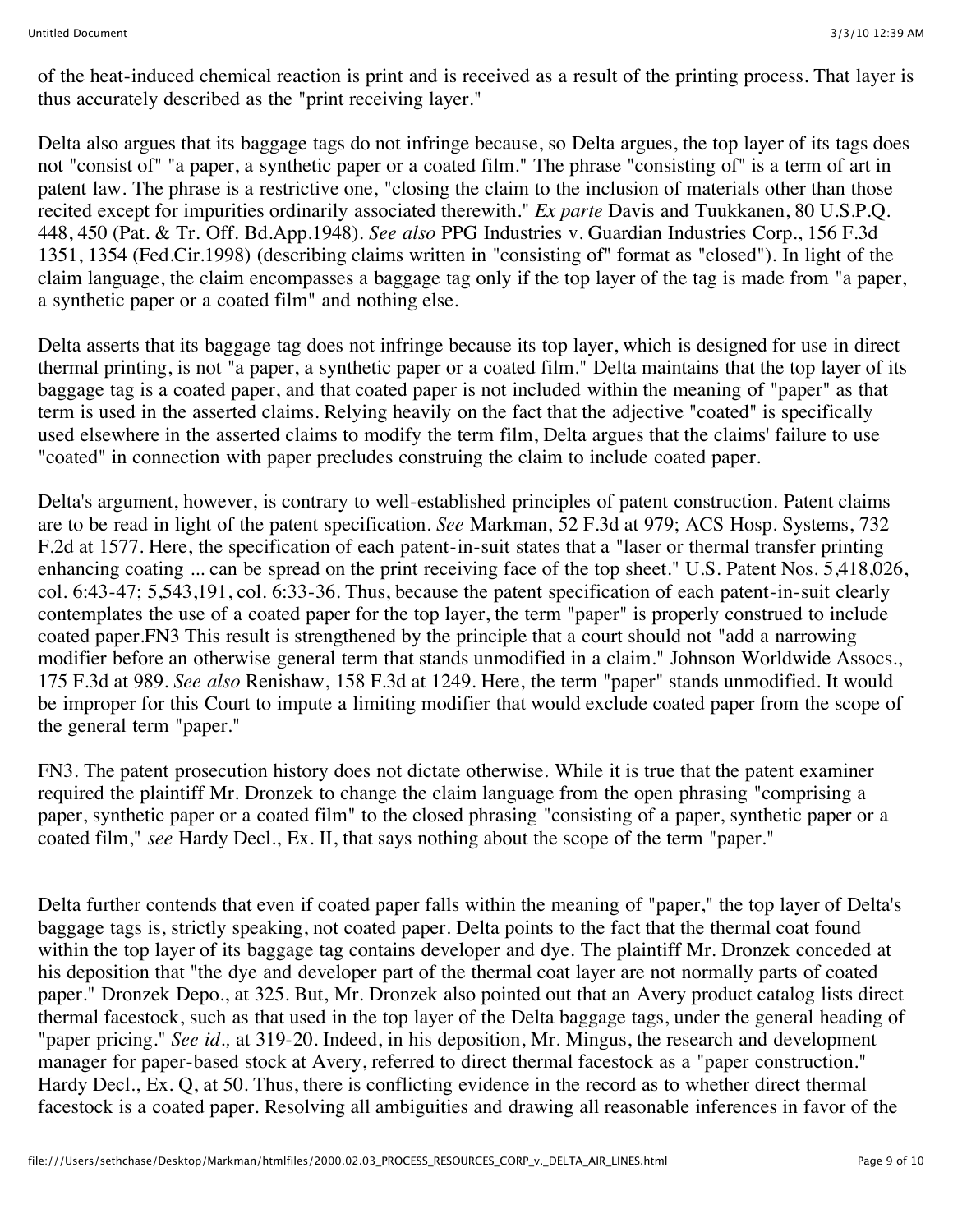of the heat-induced chemical reaction is print and is received as a result of the printing process. That layer is thus accurately described as the "print receiving layer."

Delta also argues that its baggage tags do not infringe because, so Delta argues, the top layer of its tags does not "consist of" "a paper, a synthetic paper or a coated film." The phrase "consisting of" is a term of art in patent law. The phrase is a restrictive one, "closing the claim to the inclusion of materials other than those recited except for impurities ordinarily associated therewith." *Ex parte* Davis and Tuukkanen, 80 U.S.P.Q. 448, 450 (Pat. & Tr. Off. Bd.App.1948). *See also* PPG Industries v. Guardian Industries Corp., 156 F.3d 1351, 1354 (Fed.Cir.1998) (describing claims written in "consisting of" format as "closed"). In light of the claim language, the claim encompasses a baggage tag only if the top layer of the tag is made from "a paper, a synthetic paper or a coated film" and nothing else.

Delta asserts that its baggage tag does not infringe because its top layer, which is designed for use in direct thermal printing, is not "a paper, a synthetic paper or a coated film." Delta maintains that the top layer of its baggage tag is a coated paper, and that coated paper is not included within the meaning of "paper" as that term is used in the asserted claims. Relying heavily on the fact that the adjective "coated" is specifically used elsewhere in the asserted claims to modify the term film, Delta argues that the claims' failure to use "coated" in connection with paper precludes construing the claim to include coated paper.

Delta's argument, however, is contrary to well-established principles of patent construction. Patent claims are to be read in light of the patent specification. *See* Markman, 52 F.3d at 979; ACS Hosp. Systems, 732 F.2d at 1577. Here, the specification of each patent-in-suit states that a "laser or thermal transfer printing enhancing coating ... can be spread on the print receiving face of the top sheet." U.S. Patent Nos. 5,418,026, col. 6:43-47; 5,543,191, col. 6:33-36. Thus, because the patent specification of each patent-in-suit clearly contemplates the use of a coated paper for the top layer, the term "paper" is properly construed to include coated paper.FN3 This result is strengthened by the principle that a court should not "add a narrowing modifier before an otherwise general term that stands unmodified in a claim." Johnson Worldwide Assocs., 175 F.3d at 989. *See also* Renishaw, 158 F.3d at 1249. Here, the term "paper" stands unmodified. It would be improper for this Court to impute a limiting modifier that would exclude coated paper from the scope of the general term "paper."

FN3. The patent prosecution history does not dictate otherwise. While it is true that the patent examiner required the plaintiff Mr. Dronzek to change the claim language from the open phrasing "comprising a paper, synthetic paper or a coated film" to the closed phrasing "consisting of a paper, synthetic paper or a coated film," *see* Hardy Decl., Ex. II, that says nothing about the scope of the term "paper."

Delta further contends that even if coated paper falls within the meaning of "paper," the top layer of Delta's baggage tags is, strictly speaking, not coated paper. Delta points to the fact that the thermal coat found within the top layer of its baggage tag contains developer and dye. The plaintiff Mr. Dronzek conceded at his deposition that "the dye and developer part of the thermal coat layer are not normally parts of coated paper." Dronzek Depo., at 325. But, Mr. Dronzek also pointed out that an Avery product catalog lists direct thermal facestock, such as that used in the top layer of the Delta baggage tags, under the general heading of "paper pricing." *See id.,* at 319-20. Indeed, in his deposition, Mr. Mingus, the research and development manager for paper-based stock at Avery, referred to direct thermal facestock as a "paper construction." Hardy Decl., Ex. Q, at 50. Thus, there is conflicting evidence in the record as to whether direct thermal facestock is a coated paper. Resolving all ambiguities and drawing all reasonable inferences in favor of the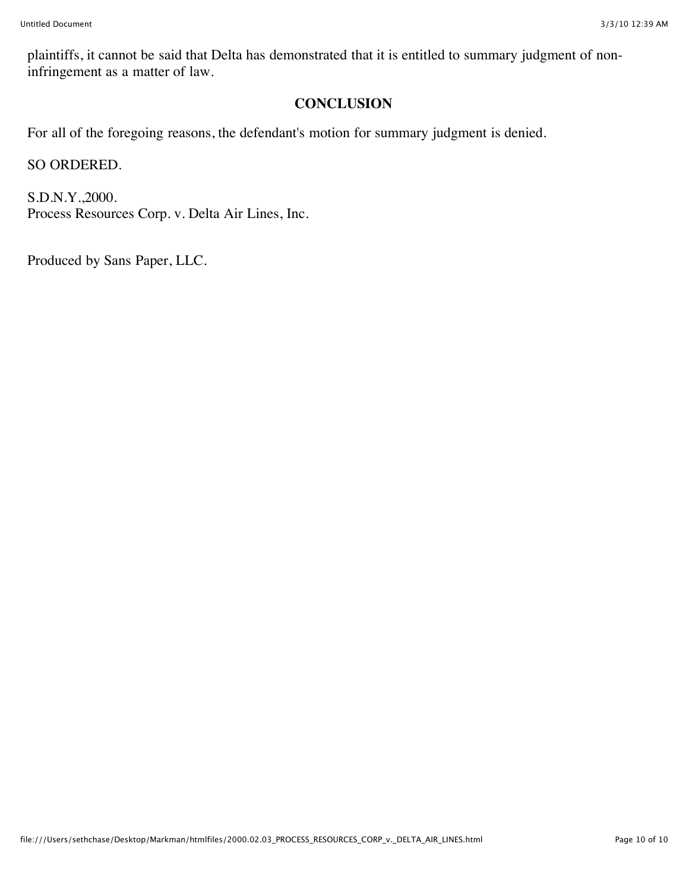plaintiffs, it cannot be said that Delta has demonstrated that it is entitled to summary judgment of non-infringement as a matter of law.

## CONCLUSION

For all of the foregoing reasons, the defendant's motion for summary judgment is denied.

SO ORDERED.

S.D.N.Y.,2000.
Process Resources Corp. v. Delta Air Lines, Inc.

Produced by Sans Paper, LLC.